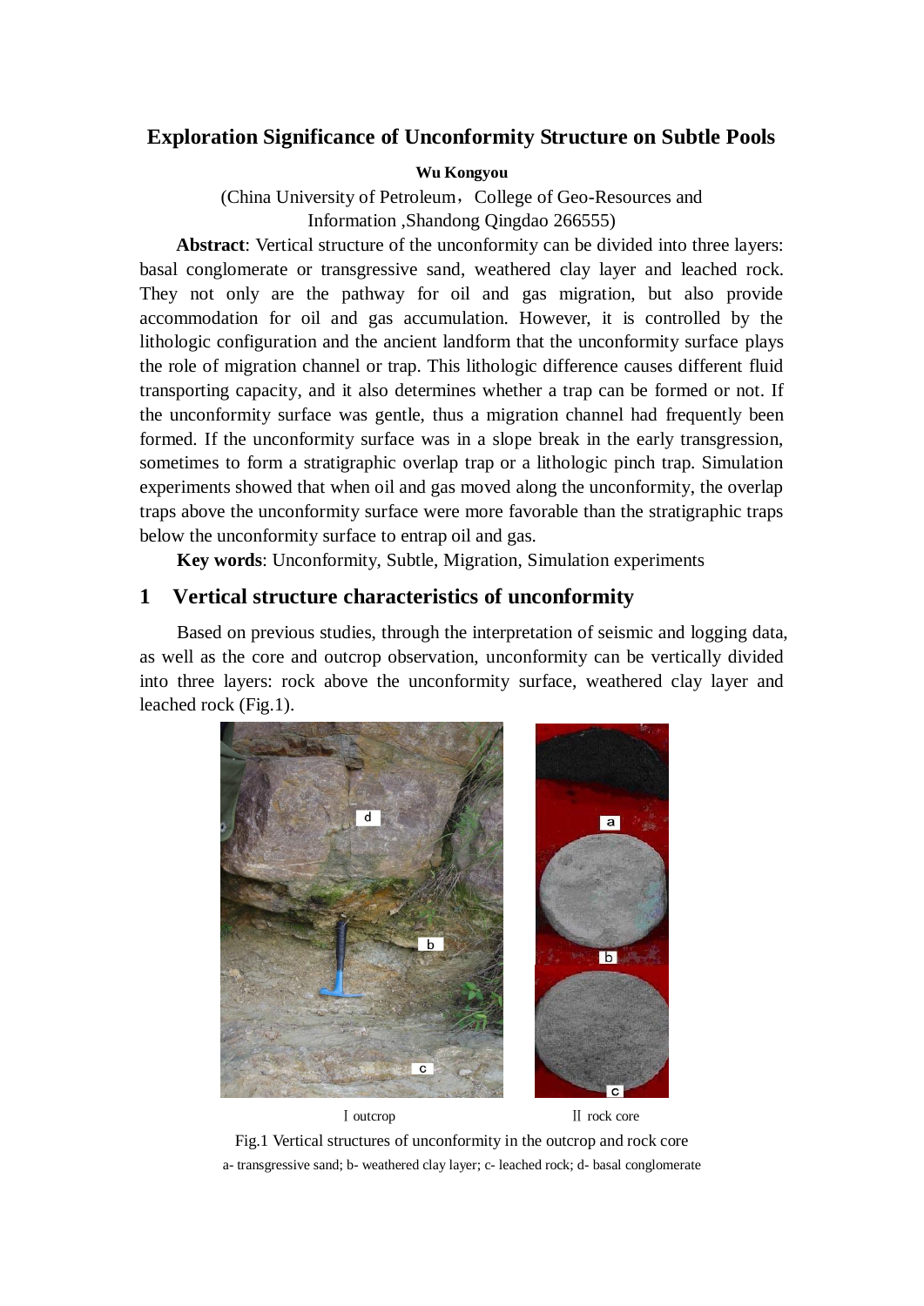# Exploration Significance of Unconformity Structure on Subtle Pools

**Wu Kongyou**

(China University of Petroleum，College of Geo-Resources and Information ,Shandong Qingdao 266555)

**Abstract**: Vertical structure of the unconformity can be divided into three layers: basal conglomerate or transgressive sand, weathered clay layer and leached rock. They not only are the pathway for oil and gas migration, but also provide accommodation for oil and gas accumulation. However, it is controlled by the lithologic configuration and the ancient landform that the unconformity surface plays the role of migration channel or trap. This lithologic difference causes different fluid transporting capacity, and it also determines whether a trap can be formed or not. If the unconformity surface was gentle, thus a migration channel had frequently been formed. If the unconformity surface was in a slope break in the early transgression, sometimes to form a stratigraphic overlap trap or a lithologic pinch trap. Simulation experiments showed that when oil and gas moved along the unconformity, the overlap traps above the unconformity surface were more favorable than the stratigraphic traps below the unconformity surface to entrap oil and gas.

**Key words**: Unconformity, Subtle, Migration, Simulation experiments

## 1 Vertical structure characteristics of unconformity

Based on previous studies, through the interpretation of seismic and logging data, as well as the core and outcrop observation, unconformity can be vertically divided into three layers: rock above the unconformity surface, weathered clay layer and leached rock (Fig.1).

Ⅰ outcrop Ⅱ rock core

Fig.1 Vertical structures of unconformity in the outcrop and rock core

a- transgressive sand; b- weathered clay layer; c- leached rock; d- basal conglomerate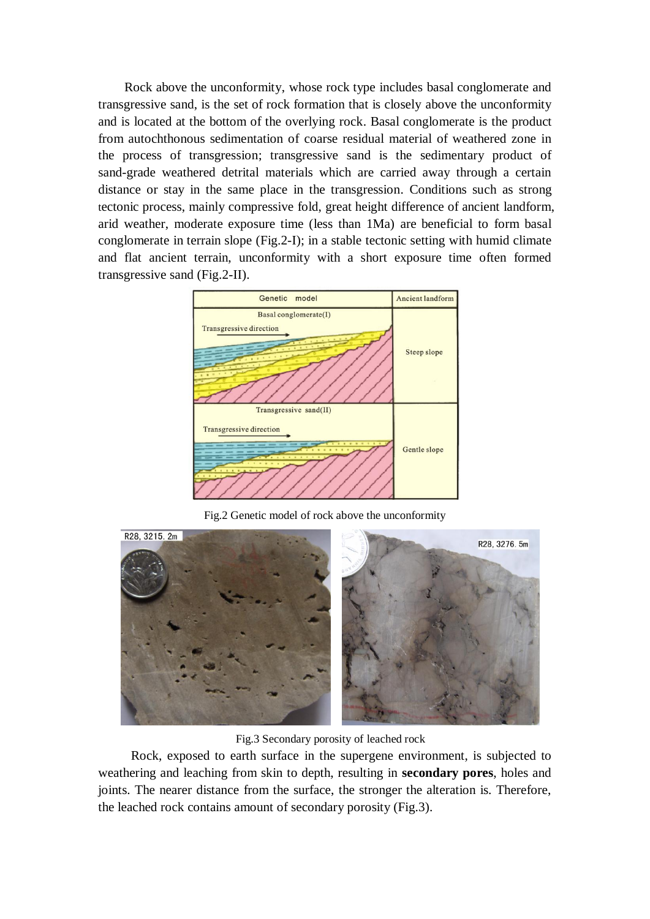Rock above the unconformity, whose rock type includes basal conglomerate and transgressive sand, is the set of rock formation that is closely above the unconformity and is located at the bottom of the overlying rock. Basal conglomerate is the product from autochthonous sedimentation of coarse residual material of weathered zone in the process of transgression; transgressive sand is the sedimentary product of sand-grade weathered detrital materials which are carried away through a certain distance or stay in the same place in the transgression. Conditions such as strong tectonic process, mainly compressive fold, great height difference of ancient landform, arid weather, moderate exposure time (less than 1Ma) are beneficial to form basal conglomerate in terrain slope (Fig.2-I); in a stable tectonic setting with humid climate and flat ancient terrain, unconformity with a short exposure time often formed transgressive sand (Fig.2-II).

Fig.2 Genetic model of rock above the unconformity

Fig.3 Secondary porosity of leached rock

Rock, exposed to earth surface in the supergene environment, is subjected to weathering and leaching from skin to depth, resulting in **secondary pores**, holes and joints. The nearer distance from the surface, the stronger the alteration is. Therefore, the leached rock contains amount of secondary porosity (Fig.3).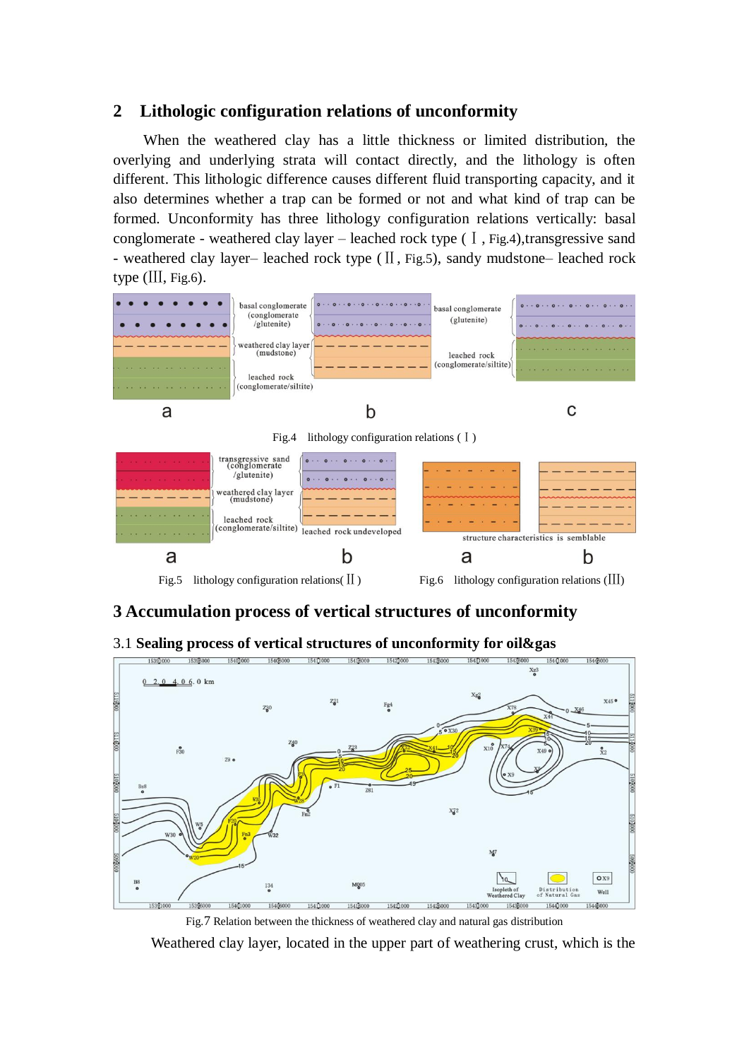## 2 Lithologic configuration relations of unconformity

When the weathered clay has a little thickness or limited distribution, the overlying and underlying strata will contact directly, and the lithology is often different. This lithologic difference causes different fluid transporting capacity, and it also determines whether a trap can be formed or not and what kind of trap can be formed. Unconformity has three lithology configuration relations vertically: basal conglomerate - weathered clay layer – leached rock type (Ⅰ, Fig.4),transgressive sand - weathered clay layer– leached rock type (Ⅱ, Fig.5), sandy mudstone– leached rock type (Ⅲ, Fig.6).

Fig.4 lithology configuration relations (Ⅰ)

Fig.5 lithology configuration relations(Ⅱ)

Fig.6 lithology configuration relations (Ⅲ)

## 3 Accumulation process of vertical structures of unconformity

### 3.1 Sealing process of vertical structures of unconformity for oil&gas

Fig.7 Relation between the thickness of weathered clay and natural gas distribution

Weathered clay layer, located in the upper part of weathering crust, which is the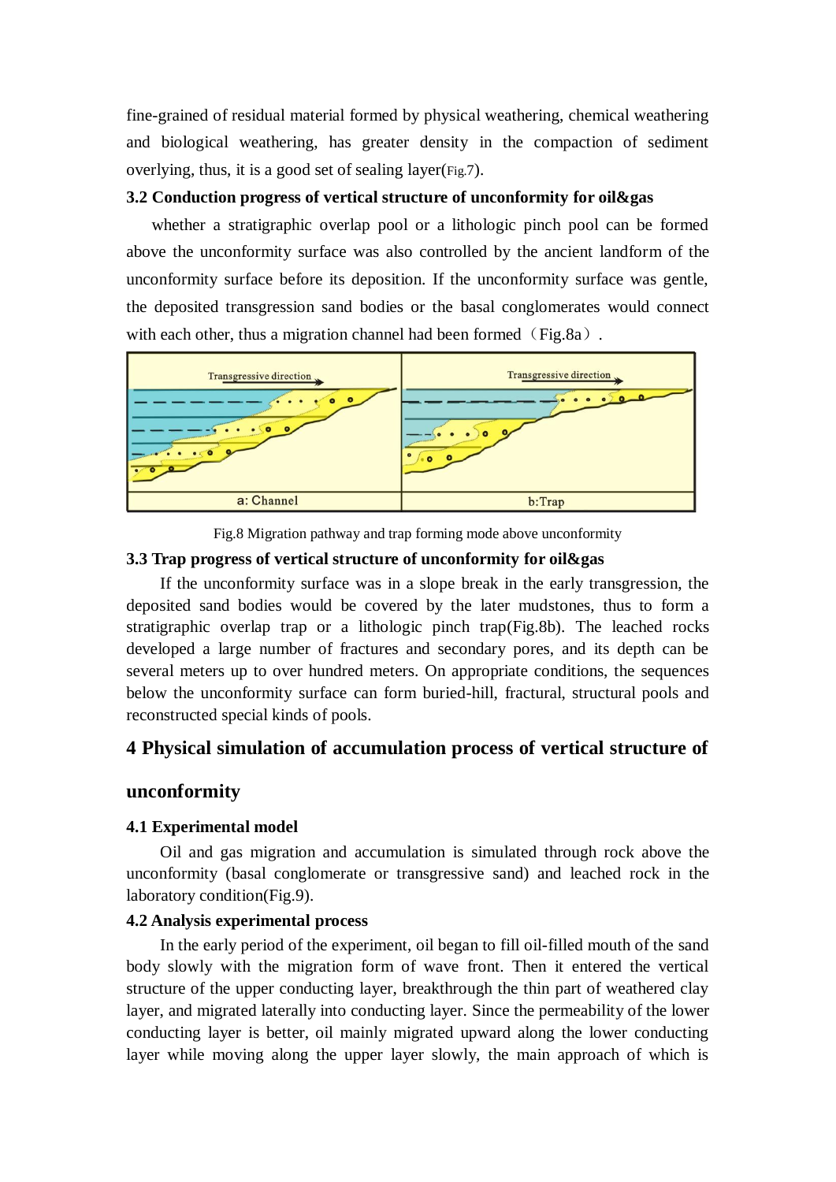fine-grained of residual material formed by physical weathering, chemical weathering and biological weathering, has greater density in the compaction of sediment overlying, thus, it is a good set of sealing layer(Fig.7).

### 3.2 Conduction progress of vertical structure of unconformity for oil&gas

whether a stratigraphic overlap pool or a lithologic pinch pool can be formed above the unconformity surface was also controlled by the ancient landform of the unconformity surface before its deposition. If the unconformity surface was gentle, the deposited transgression sand bodies or the basal conglomerates would connect with each other, thus a migration channel had been formed（Fig.8a）.

Fig.8 Migration pathway and trap forming mode above unconformity

### 3.3 Trap progress of vertical structure of unconformity for oil&gas

If the unconformity surface was in a slope break in the early transgression, the deposited sand bodies would be covered by the later mudstones, thus to form a stratigraphic overlap trap or a lithologic pinch trap(Fig.8b). The leached rocks developed a large number of fractures and secondary pores, and its depth can be several meters up to over hundred meters. On appropriate conditions, the sequences below the unconformity surface can form buried-hill, fractural, structural pools and reconstructed special kinds of pools.

## 4 Physical simulation of accumulation process of vertical structure of unconformity

### 4.1 Experimental model

Oil and gas migration and accumulation is simulated through rock above the unconformity (basal conglomerate or transgressive sand) and leached rock in the laboratory condition(Fig.9).

### 4.2 Analysis experimental process

In the early period of the experiment, oil began to fill oil-filled mouth of the sand body slowly with the migration form of wave front. Then it entered the vertical structure of the upper conducting layer, breakthrough the thin part of weathered clay layer, and migrated laterally into conducting layer. Since the permeability of the lower conducting layer is better, oil mainly migrated upward along the lower conducting layer while moving along the upper layer slowly, the main approach of which is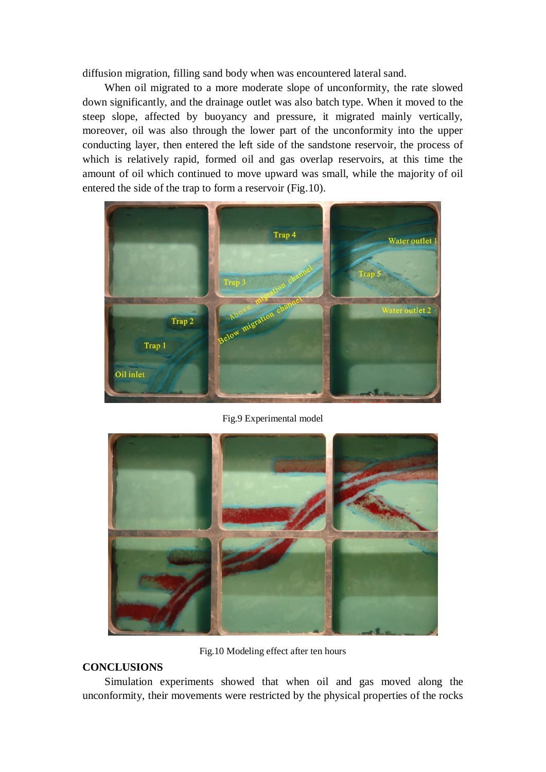diffusion migration, filling sand body when was encountered lateral sand.

When oil migrated to a more moderate slope of unconformity, the rate slowed down significantly, and the drainage outlet was also batch type. When it moved to the steep slope, affected by buoyancy and pressure, it migrated mainly vertically, moreover, oil was also through the lower part of the unconformity into the upper conducting layer, then entered the left side of the sandstone reservoir, the process of which is relatively rapid, formed oil and gas overlap reservoirs, at this time the amount of oil which continued to move upward was small, while the majority of oil entered the side of the trap to form a reservoir (Fig.10).

Fig.9 Experimental model

Fig.10 Modeling effect after ten hours

## CONCLUSIONS

Simulation experiments showed that when oil and gas moved along the unconformity, their movements were restricted by the physical properties of the rocks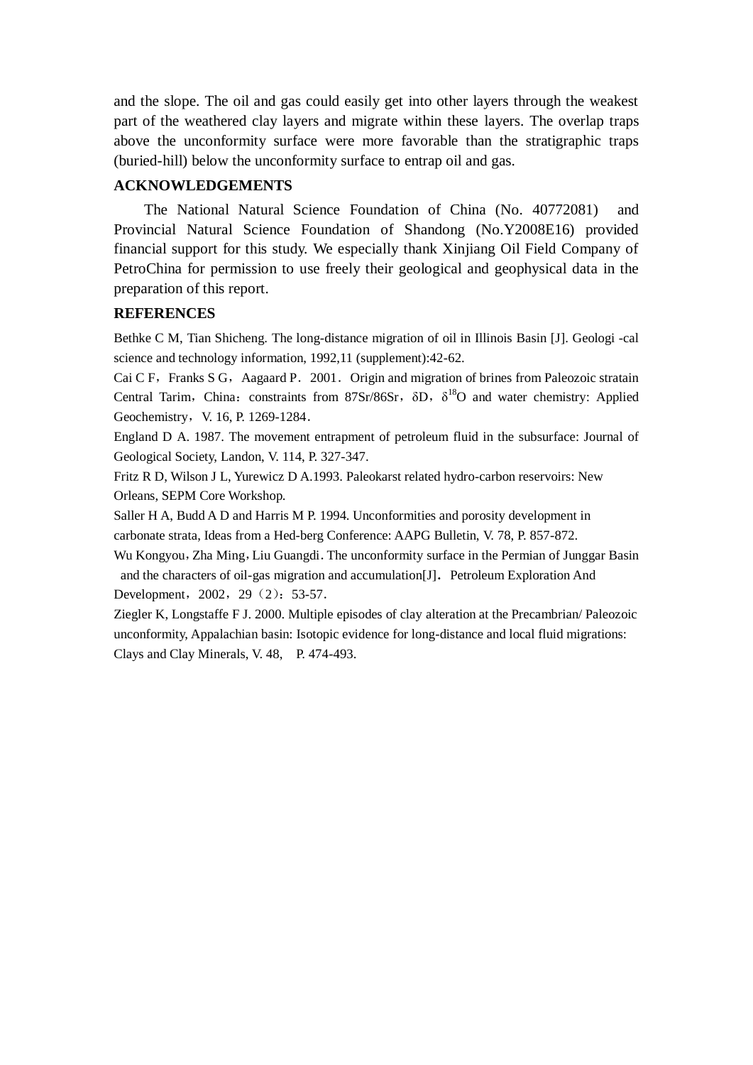and the slope. The oil and gas could easily get into other layers through the weakest part of the weathered clay layers and migrate within these layers. The overlap traps above the unconformity surface were more favorable than the stratigraphic traps (buried-hill) below the unconformity surface to entrap oil and gas.

## ACKNOWLEDGEMENTS

The National Natural Science Foundation of China (No. 40772081) and Provincial Natural Science Foundation of Shandong (No.Y2008E16) provided financial support for this study. We especially thank Xinjiang Oil Field Company of PetroChina for permission to use freely their geological and geophysical data in the preparation of this report.

## REFERENCES

Bethke C M, Tian Shicheng. The long-distance migration of oil in Illinois Basin [J]. Geologi -cal science and technology information, 1992,11 (supplement):42-62.

Cai C F，Franks S G，Aagaard P．2001．Origin and migration of brines from Paleozoic stratain Central Tarim，China：constraints from 87Sr/86Sr，δD，$\delta^{18}$O and water chemistry: Applied Geochemistry，V. 16, P. 1269-1284．

England D A. 1987. The movement entrapment of petroleum fluid in the subsurface: Journal of Geological Society, Landon, V. 114, P. 327-347.

Fritz R D, Wilson J L, Yurewicz D A.1993. Paleokarst related hydro-carbon reservoirs: New Orleans, SEPM Core Workshop.

Saller H A, Budd A D and Harris M P. 1994. Unconformities and porosity development in carbonate strata, Ideas from a Hed-berg Conference: AAPG Bulletin, V. 78, P. 857-872.

Wu Kongyou，Zha Ming，Liu Guangdi．The unconformity surface in the Permian of Junggar Basin and the characters of oil-gas migration and accumulation[J]．Petroleum Exploration And Development，2002，29（2）：53-57．

Ziegler K, Longstaffe F J. 2000. Multiple episodes of clay alteration at the Precambrian/ Paleozoic unconformity, Appalachian basin: Isotopic evidence for long-distance and local fluid migrations: Clays and Clay Minerals, V. 48, P. 474-493.